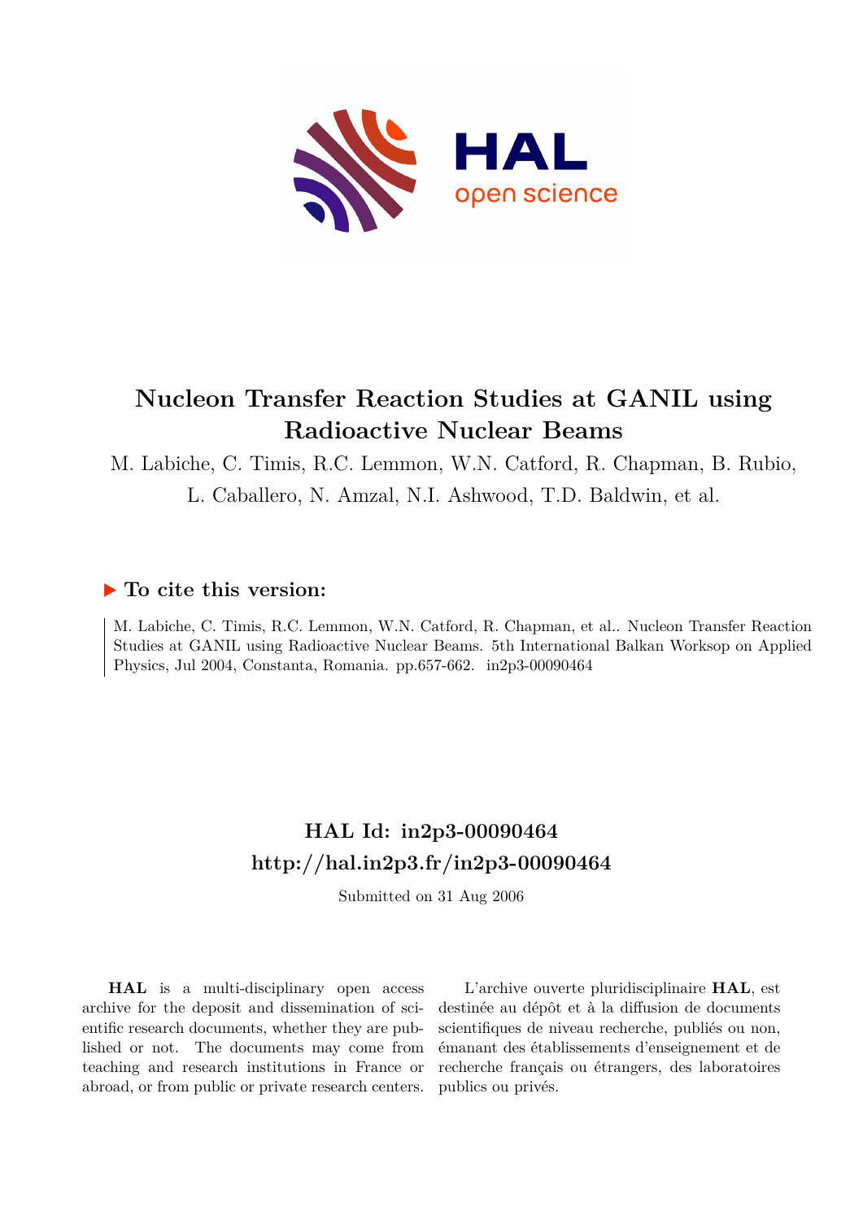# Nucleon Transfer Reaction Studies at GANIL using Radioactive Nuclear Beams

M. Labiche, C. Timis, R.C. Lemmon, W.N. Catford, R. Chapman, B. Rubio, L. Caballero, N. Amzal, N.I. Ashwood, T.D. Baldwin, et al.

## ▶ To cite this version:

M. Labiche, C. Timis, R.C. Lemmon, W.N. Catford, R. Chapman, et al.. Nucleon Transfer Reaction Studies at GANIL using Radioactive Nuclear Beams. 5th International Balkan Worksop on Applied Physics, Jul 2004, Constanta, Romania. pp.657-662. in2p3-00090464

## HAL Id: in2p3-00090464

## http://hal.in2p3.fr/in2p3-00090464

Submitted on 31 Aug 2006

**HAL** is a multi-disciplinary open access archive for the deposit and dissemination of scientific research documents, whether they are published or not. The documents may come from teaching and research institutions in France or abroad, or from public or private research centers.

L'archive ouverte pluridisciplinaire **HAL**, est destinée au dépôt et à la diffusion de documents scientifiques de niveau recherche, publiés ou non, émanant des établissements d'enseignement et de recherche français ou étrangers, des laboratoires publics ou privés.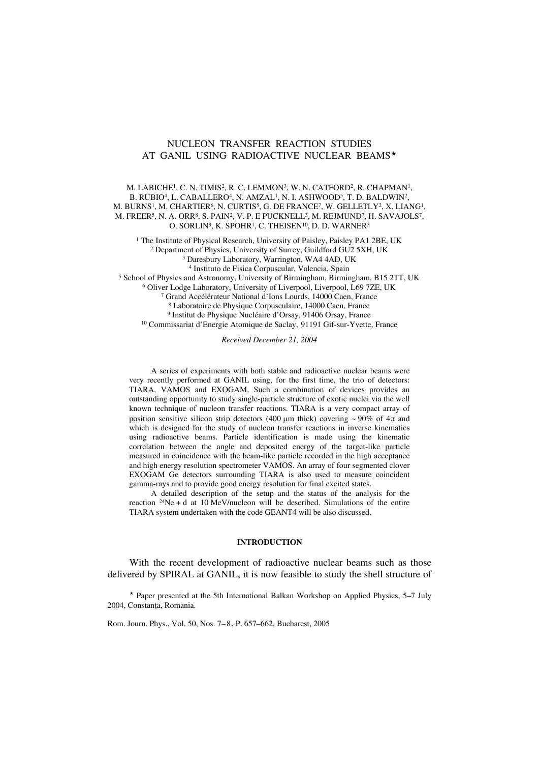# NUCLEON TRANSFER REACTION STUDIES AT GANIL USING RADIOACTIVE NUCLEAR BEAMS*

M. LABICHE[1], C. N. TIMIS[2], R. C. LEMMON[3], W. N. CATFORD[2], R. CHAPMAN[1], B. RUBIO[4], L. CABALLERO[4], N. AMZAL[1], N. I. ASHWOOD[5], T. D. BALDWIN[2], M. BURNS[1], M. CHARTIER[6], N. CURTIS[5], G. DE FRANCE[7], W. GELLETLY[2], X. LIANG[1], M. FREER[5], N. A. ORR[8], S. PAIN[2], V. P. E PUCKNELL[3], M. REJMUND[7], H. SAVAJOLS[7], O. SORLIN[9], K. SPOHR[1], C. THEISEN[10], D. D. WARNER[3]

[1] The Institute of Physical Research, University of Paisley, Paisley PA1 2BE, UK
[2] Department of Physics, University of Surrey, Guildford GU2 5XH, UK
[3] Daresbury Laboratory, Warrington, WA4 4AD, UK
[4] Instituto de Fisica Corpuscular, Valencia, Spain
[5] School of Physics and Astronomy, University of Birmingham, Birmingham, B15 2TT, UK
[6] Oliver Lodge Laboratory, University of Liverpool, Liverpool, L69 7ZE, UK
[7] Grand Accélérateur National d'Ions Lourds, 14000 Caen, France
[8] Laboratoire de Physique Corpusculaire, 14000 Caen, France
[9] Institut de Physique Nucléaire d'Orsay, 91406 Orsay, France
[10] Commissariat d'Energie Atomique de Saclay, 91191 Gif-sur-Yvette, France

*Received December 21, 2004*

A series of experiments with both stable and radioactive nuclear beams were very recently performed at GANIL using, for the first time, the trio of detectors: TIARA, VAMOS and EXOGAM. Such a combination of devices provides an outstanding opportunity to study single-particle structure of exotic nuclei via the well known technique of nucleon transfer reactions. TIARA is a very compact array of position sensitive silicon strip detectors (400 μm thick) covering ~ 90% of $4\pi$ and which is designed for the study of nucleon transfer reactions in inverse kinematics using radioactive beams. Particle identification is made using the kinematic correlation between the angle and deposited energy of the target-like particle measured in coincidence with the beam-like particle recorded in the high acceptance and high energy resolution spectrometer VAMOS. An array of four segmented clover EXOGAM Ge detectors surrounding TIARA is also used to measure coincident gamma-rays and to provide good energy resolution for final excited states.

A detailed description of the setup and the status of the analysis for the reaction $^{24}$Ne + d at 10 MeV/nucleon will be described. Simulations of the entire TIARA system undertaken with the code GEANT4 will be also discussed.

## INTRODUCTION

With the recent development of radioactive nuclear beams such as those delivered by SPIRAL at GANIL, it is now feasible to study the shell structure of

* Paper presented at the 5th International Balkan Workshop on Applied Physics, 5–7 July 2004, Constanța, Romania.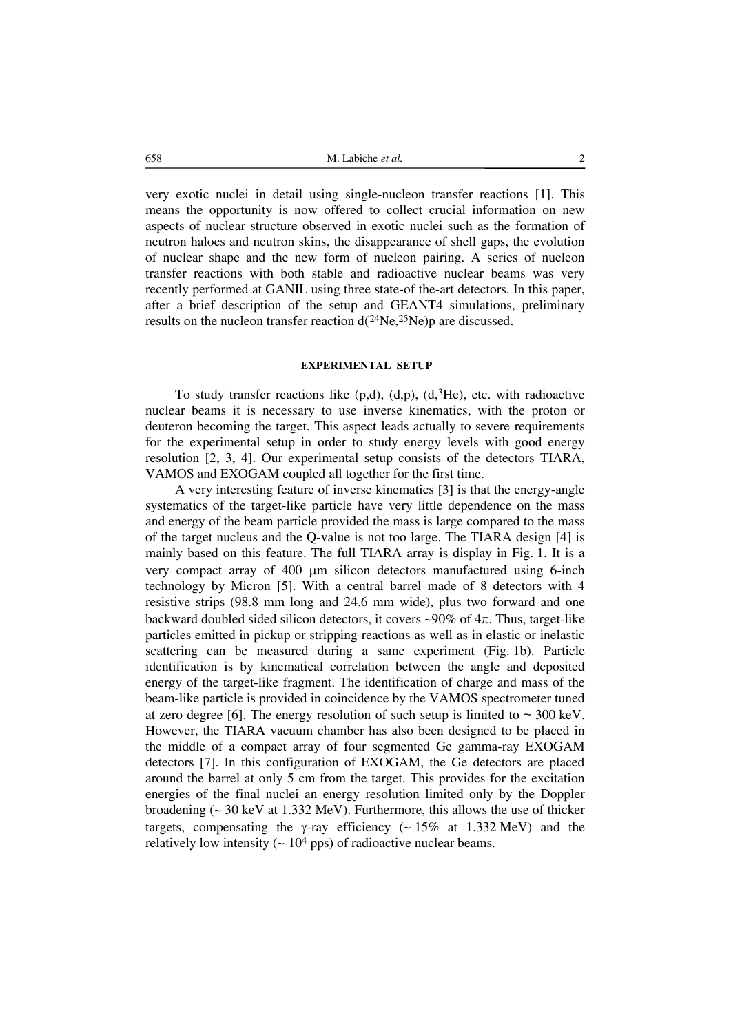very exotic nuclei in detail using single-nucleon transfer reactions [1]. This means the opportunity is now offered to collect crucial information on new aspects of nuclear structure observed in exotic nuclei such as the formation of neutron haloes and neutron skins, the disappearance of shell gaps, the evolution of nuclear shape and the new form of nucleon pairing. A series of nucleon transfer reactions with both stable and radioactive nuclear beams was very recently performed at GANIL using three state-of the-art detectors. In this paper, after a brief description of the setup and GEANT4 simulations, preliminary results on the nucleon transfer reaction d($^{24}$Ne,$^{25}$Ne)p are discussed.

## EXPERIMENTAL SETUP

To study transfer reactions like (p,d), (d,p), (d,$^{3}$He), etc. with radioactive nuclear beams it is necessary to use inverse kinematics, with the proton or deuteron becoming the target. This aspect leads actually to severe requirements for the experimental setup in order to study energy levels with good energy resolution [2, 3, 4]. Our experimental setup consists of the detectors TIARA, VAMOS and EXOGAM coupled all together for the first time.

A very interesting feature of inverse kinematics [3] is that the energy-angle systematics of the target-like particle have very little dependence on the mass and energy of the beam particle provided the mass is large compared to the mass of the target nucleus and the Q-value is not too large. The TIARA design [4] is mainly based on this feature. The full TIARA array is display in Fig. 1. It is a very compact array of 400 μm silicon detectors manufactured using 6-inch technology by Micron [5]. With a central barrel made of 8 detectors with 4 resistive strips (98.8 mm long and 24.6 mm wide), plus two forward and one backward doubled sided silicon detectors, it covers ~90% of 4π. Thus, target-like particles emitted in pickup or stripping reactions as well as in elastic or inelastic scattering can be measured during a same experiment (Fig. 1b). Particle identification is by kinematical correlation between the angle and deposited energy of the target-like fragment. The identification of charge and mass of the beam-like particle is provided in coincidence by the VAMOS spectrometer tuned at zero degree [6]. The energy resolution of such setup is limited to ~ 300 keV. However, the TIARA vacuum chamber has also been designed to be placed in the middle of a compact array of four segmented Ge gamma-ray EXOGAM detectors [7]. In this configuration of EXOGAM, the Ge detectors are placed around the barrel at only 5 cm from the target. This provides for the excitation energies of the final nuclei an energy resolution limited only by the Doppler broadening (~ 30 keV at 1.332 MeV). Furthermore, this allows the use of thicker targets, compensating the γ-ray efficiency (~ 15% at 1.332 MeV) and the relatively low intensity (~ $10^{4}$ pps) of radioactive nuclear beams.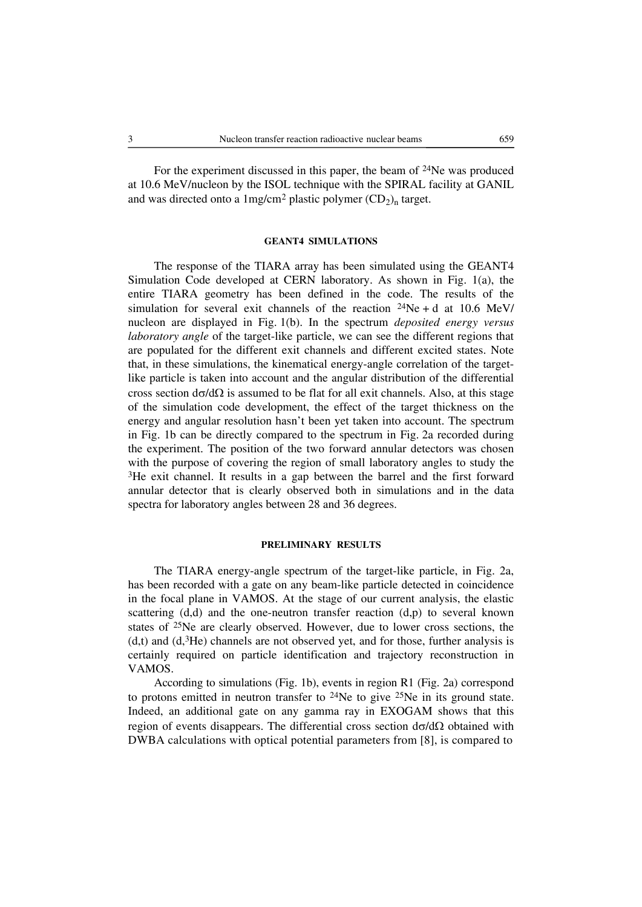For the experiment discussed in this paper, the beam of $^{24}$Ne was produced at 10.6 MeV/nucleon by the ISOL technique with the SPIRAL facility at GANIL and was directed onto a 1mg/cm$^2$ plastic polymer $(CD_2)_n$ target.

## GEANT4 SIMULATIONS

The response of the TIARA array has been simulated using the GEANT4 Simulation Code developed at CERN laboratory. As shown in Fig. 1(a), the entire TIARA geometry has been defined in the code. The results of the simulation for several exit channels of the reaction $^{24}$Ne + d at 10.6 MeV/nucleon are displayed in Fig. 1(b). In the spectrum *deposited energy versus laboratory angle* of the target-like particle, we can see the different regions that are populated for the different exit channels and different excited states. Note that, in these simulations, the kinematical energy-angle correlation of the target-like particle is taken into account and the angular distribution of the differential cross section $d\sigma/d\Omega$ is assumed to be flat for all exit channels. Also, at this stage of the simulation code development, the effect of the target thickness on the energy and angular resolution hasn't been yet taken into account. The spectrum in Fig. 1b can be directly compared to the spectrum in Fig. 2a recorded during the experiment. The position of the two forward annular detectors was chosen with the purpose of covering the region of small laboratory angles to study the $^3$He exit channel. It results in a gap between the barrel and the first forward annular detector that is clearly observed both in simulations and in the data spectra for laboratory angles between 28 and 36 degrees.

## PRELIMINARY RESULTS

The TIARA energy-angle spectrum of the target-like particle, in Fig. 2a, has been recorded with a gate on any beam-like particle detected in coincidence in the focal plane in VAMOS. At the stage of our current analysis, the elastic scattering (d,d) and the one-neutron transfer reaction (d,p) to several known states of $^{25}$Ne are clearly observed. However, due to lower cross sections, the (d,t) and (d,$^3$He) channels are not observed yet, and for those, further analysis is certainly required on particle identification and trajectory reconstruction in VAMOS.

According to simulations (Fig. 1b), events in region R1 (Fig. 2a) correspond to protons emitted in neutron transfer to $^{24}$Ne to give $^{25}$Ne in its ground state. Indeed, an additional gate on any gamma ray in EXOGAM shows that this region of events disappears. The differential cross section $d\sigma/d\Omega$ obtained with DWBA calculations with optical potential parameters from [8], is compared to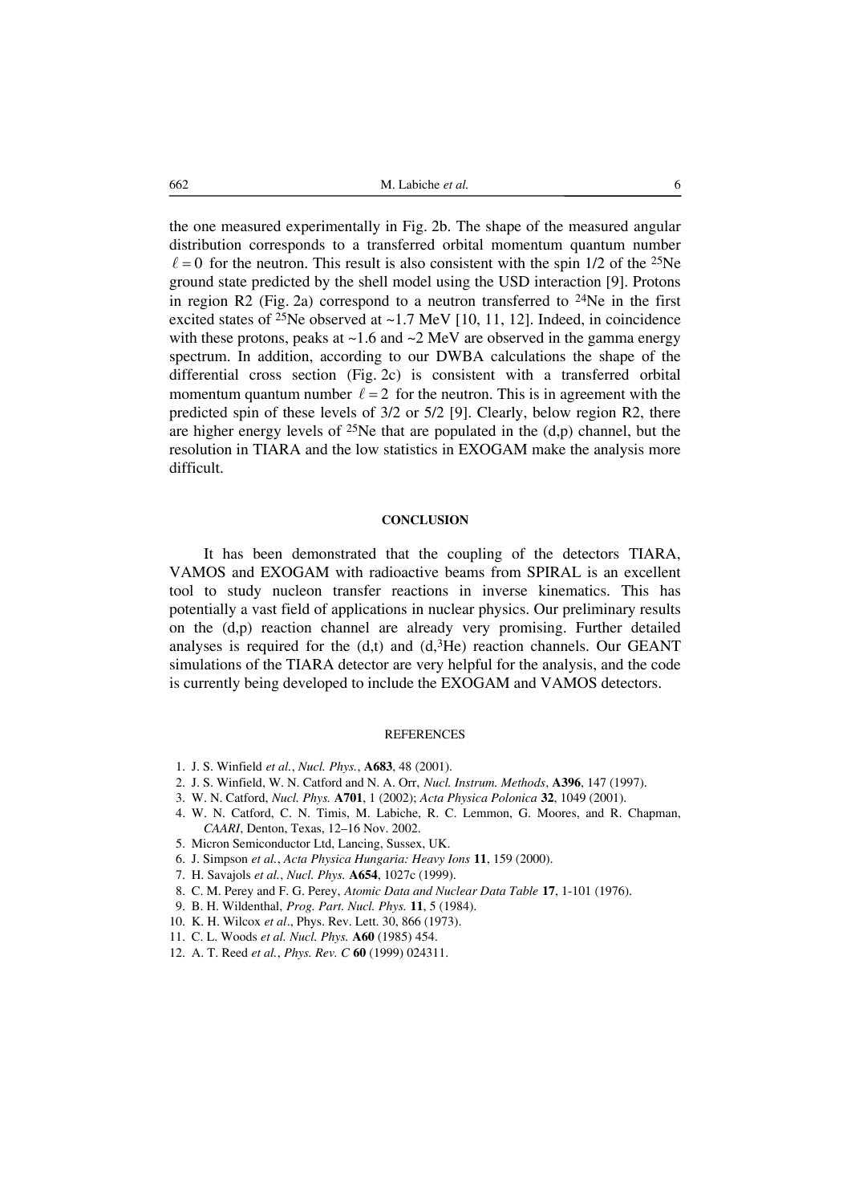the one measured experimentally in Fig. 2b. The shape of the measured angular distribution corresponds to a transferred orbital momentum quantum number $\ell = 0$ for the neutron. This result is also consistent with the spin 1/2 of the $^{25}$Ne ground state predicted by the shell model using the USD interaction [9]. Protons in region R2 (Fig. 2a) correspond to a neutron transferred to $^{24}$Ne in the first excited states of $^{25}$Ne observed at ~1.7 MeV [10, 11, 12]. Indeed, in coincidence with these protons, peaks at ~1.6 and ~2 MeV are observed in the gamma energy spectrum. In addition, according to our DWBA calculations the shape of the differential cross section (Fig. 2c) is consistent with a transferred orbital momentum quantum number $\ell = 2$ for the neutron. This is in agreement with the predicted spin of these levels of 3/2 or 5/2 [9]. Clearly, below region R2, there are higher energy levels of $^{25}$Ne that are populated in the (d,p) channel, but the resolution in TIARA and the low statistics in EXOGAM make the analysis more difficult.

## CONCLUSION

It has been demonstrated that the coupling of the detectors TIARA, VAMOS and EXOGAM with radioactive beams from SPIRAL is an excellent tool to study nucleon transfer reactions in inverse kinematics. This has potentially a vast field of applications in nuclear physics. Our preliminary results on the (d,p) reaction channel are already very promising. Further detailed analyses is required for the (d,t) and (d,$^{3}$He) reaction channels. Our GEANT simulations of the TIARA detector are very helpful for the analysis, and the code is currently being developed to include the EXOGAM and VAMOS detectors.

## REFERENCES

1. J. S. Winfield *et al.*, *Nucl. Phys.*, **A683**, 48 (2001).
2. J. S. Winfield, W. N. Catford and N. A. Orr, *Nucl. Instrum. Methods*, **A396**, 147 (1997).
3. W. N. Catford, *Nucl. Phys.* **A701**, 1 (2002); *Acta Physica Polonica* **32**, 1049 (2001).
4. W. N. Catford, C. N. Timis, M. Labiche, R. C. Lemmon, G. Moores, and R. Chapman, *CAARI*, Denton, Texas, 12–16 Nov. 2002.
5. Micron Semiconductor Ltd, Lancing, Sussex, UK.
6. J. Simpson *et al.*, *Acta Physica Hungaria: Heavy Ions* **11**, 159 (2000).
7. H. Savajols *et al.*, *Nucl. Phys.* **A654**, 1027c (1999).
8. C. M. Perey and F. G. Perey, *Atomic Data and Nuclear Data Table* **17**, 1-101 (1976).
9. B. H. Wildenthal, *Prog. Part. Nucl. Phys.* **11**, 5 (1984).
10. K. H. Wilcox *et al*., Phys. Rev. Lett. 30, 866 (1973).
11. C. L. Woods *et al. Nucl. Phys.* **A60** (1985) 454.
12. A. T. Reed *et al.*, *Phys. Rev. C* **60** (1999) 024311.